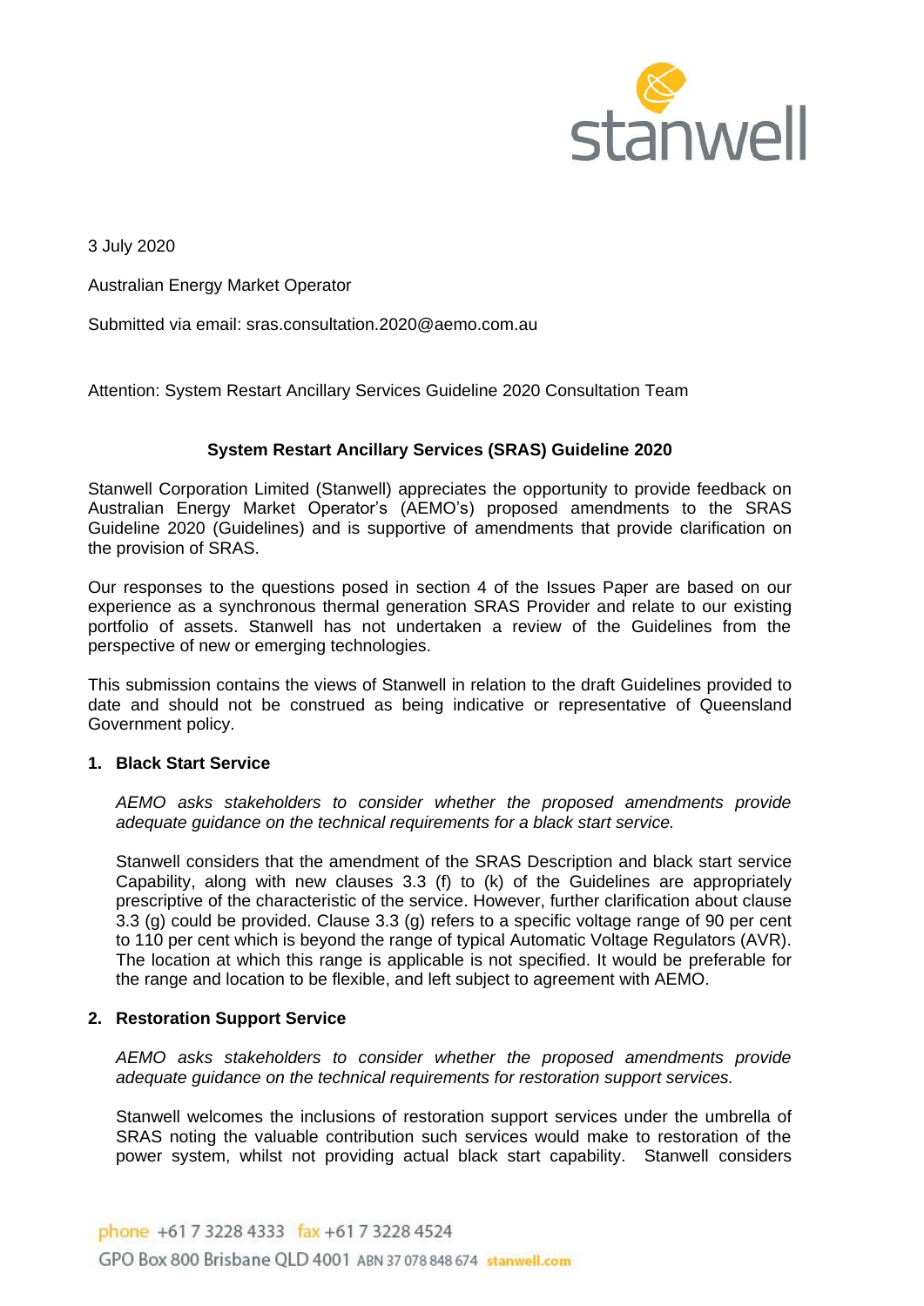3 July 2020

Australian Energy Market Operator

Submitted via email: sras.consultation.2020@aemo.com.au

Attention: System Restart Ancillary Services Guideline 2020 Consultation Team

**System Restart Ancillary Services (SRAS) Guideline 2020**

Stanwell Corporation Limited (Stanwell) appreciates the opportunity to provide feedback on Australian Energy Market Operator's (AEMO's) proposed amendments to the SRAS Guideline 2020 (Guidelines) and is supportive of amendments that provide clarification on the provision of SRAS.

Our responses to the questions posed in section 4 of the Issues Paper are based on our experience as a synchronous thermal generation SRAS Provider and relate to our existing portfolio of assets. Stanwell has not undertaken a review of the Guidelines from the perspective of new or emerging technologies.

This submission contains the views of Stanwell in relation to the draft Guidelines provided to date and should not be construed as being indicative or representative of Queensland Government policy.

## 1. Black Start Service

*AEMO asks stakeholders to consider whether the proposed amendments provide adequate guidance on the technical requirements for a black start service.*

Stanwell considers that the amendment of the SRAS Description and black start service Capability, along with new clauses 3.3 (f) to (k) of the Guidelines are appropriately prescriptive of the characteristic of the service. However, further clarification about clause 3.3 (g) could be provided. Clause 3.3 (g) refers to a specific voltage range of 90 per cent to 110 per cent which is beyond the range of typical Automatic Voltage Regulators (AVR). The location at which this range is applicable is not specified. It would be preferable for the range and location to be flexible, and left subject to agreement with AEMO.

## 2. Restoration Support Service

*AEMO asks stakeholders to consider whether the proposed amendments provide adequate guidance on the technical requirements for restoration support services.*

Stanwell welcomes the inclusions of restoration support services under the umbrella of SRAS noting the valuable contribution such services would make to restoration of the power system, whilst not providing actual black start capability. Stanwell considers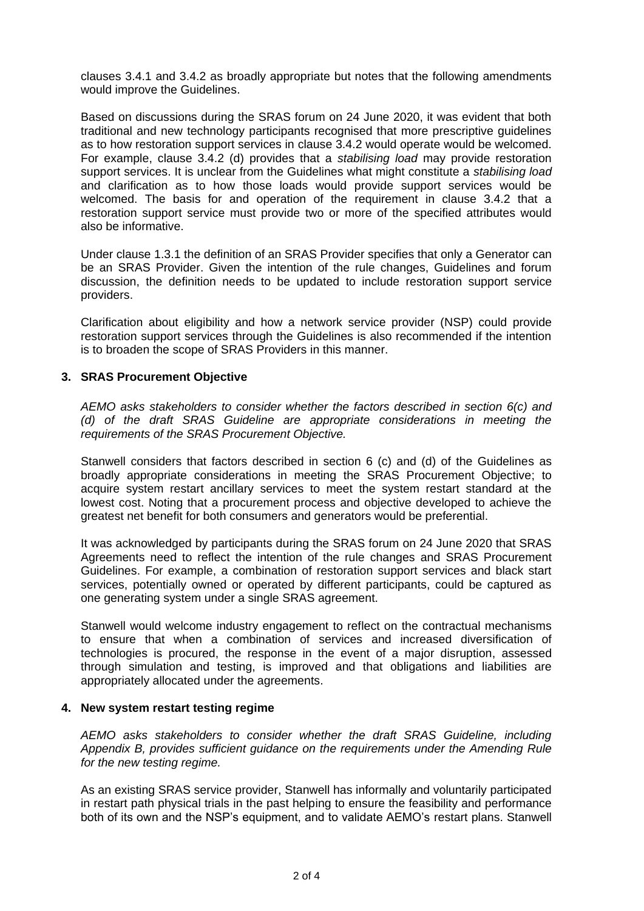clauses 3.4.1 and 3.4.2 as broadly appropriate but notes that the following amendments would improve the Guidelines.

Based on discussions during the SRAS forum on 24 June 2020, it was evident that both traditional and new technology participants recognised that more prescriptive guidelines as to how restoration support services in clause 3.4.2 would operate would be welcomed. For example, clause 3.4.2 (d) provides that a *stabilising load* may provide restoration support services. It is unclear from the Guidelines what might constitute a *stabilising load* and clarification as to how those loads would provide support services would be welcomed. The basis for and operation of the requirement in clause 3.4.2 that a restoration support service must provide two or more of the specified attributes would also be informative.

Under clause 1.3.1 the definition of an SRAS Provider specifies that only a Generator can be an SRAS Provider. Given the intention of the rule changes, Guidelines and forum discussion, the definition needs to be updated to include restoration support service providers.

Clarification about eligibility and how a network service provider (NSP) could provide restoration support services through the Guidelines is also recommended if the intention is to broaden the scope of SRAS Providers in this manner.

### 3. SRAS Procurement Objective

*AEMO asks stakeholders to consider whether the factors described in section 6(c) and (d) of the draft SRAS Guideline are appropriate considerations in meeting the requirements of the SRAS Procurement Objective.*

Stanwell considers that factors described in section 6 (c) and (d) of the Guidelines as broadly appropriate considerations in meeting the SRAS Procurement Objective; to acquire system restart ancillary services to meet the system restart standard at the lowest cost. Noting that a procurement process and objective developed to achieve the greatest net benefit for both consumers and generators would be preferential.

It was acknowledged by participants during the SRAS forum on 24 June 2020 that SRAS Agreements need to reflect the intention of the rule changes and SRAS Procurement Guidelines. For example, a combination of restoration support services and black start services, potentially owned or operated by different participants, could be captured as one generating system under a single SRAS agreement.

Stanwell would welcome industry engagement to reflect on the contractual mechanisms to ensure that when a combination of services and increased diversification of technologies is procured, the response in the event of a major disruption, assessed through simulation and testing, is improved and that obligations and liabilities are appropriately allocated under the agreements.

### 4. New system restart testing regime

*AEMO asks stakeholders to consider whether the draft SRAS Guideline, including Appendix B, provides sufficient guidance on the requirements under the Amending Rule for the new testing regime.*

As an existing SRAS service provider, Stanwell has informally and voluntarily participated in restart path physical trials in the past helping to ensure the feasibility and performance both of its own and the NSP's equipment, and to validate AEMO's restart plans. Stanwell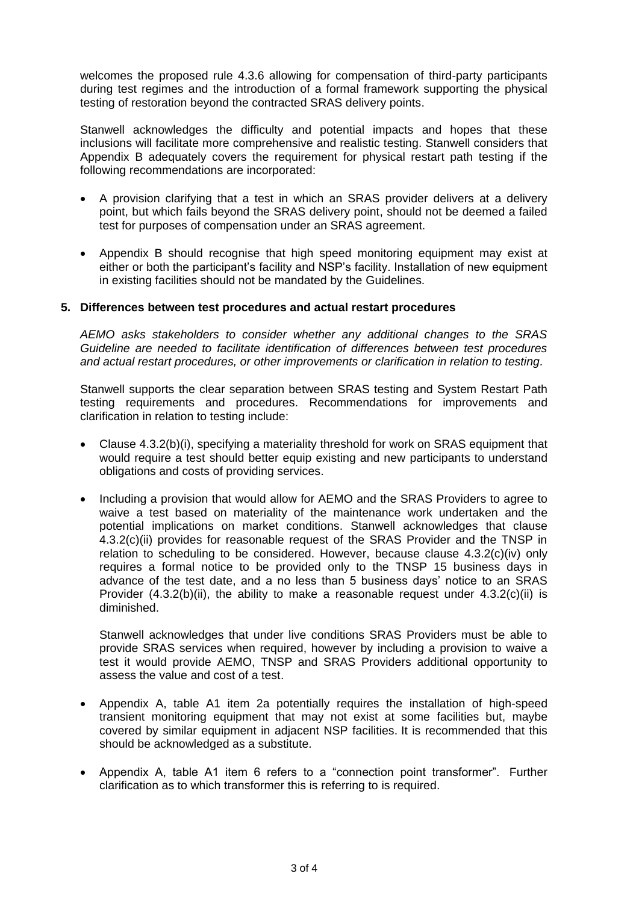welcomes the proposed rule 4.3.6 allowing for compensation of third-party participants during test regimes and the introduction of a formal framework supporting the physical testing of restoration beyond the contracted SRAS delivery points.

Stanwell acknowledges the difficulty and potential impacts and hopes that these inclusions will facilitate more comprehensive and realistic testing. Stanwell considers that Appendix B adequately covers the requirement for physical restart path testing if the following recommendations are incorporated:

- A provision clarifying that a test in which an SRAS provider delivers at a delivery point, but which fails beyond the SRAS delivery point, should not be deemed a failed test for purposes of compensation under an SRAS agreement.
- Appendix B should recognise that high speed monitoring equipment may exist at either or both the participant's facility and NSP's facility. Installation of new equipment in existing facilities should not be mandated by the Guidelines.

**5. Differences between test procedures and actual restart procedures**

*AEMO asks stakeholders to consider whether any additional changes to the SRAS Guideline are needed to facilitate identification of differences between test procedures and actual restart procedures, or other improvements or clarification in relation to testing.*

Stanwell supports the clear separation between SRAS testing and System Restart Path testing requirements and procedures. Recommendations for improvements and clarification in relation to testing include:

- Clause 4.3.2(b)(i), specifying a materiality threshold for work on SRAS equipment that would require a test should better equip existing and new participants to understand obligations and costs of providing services.
- Including a provision that would allow for AEMO and the SRAS Providers to agree to waive a test based on materiality of the maintenance work undertaken and the potential implications on market conditions. Stanwell acknowledges that clause 4.3.2(c)(ii) provides for reasonable request of the SRAS Provider and the TNSP in relation to scheduling to be considered. However, because clause 4.3.2(c)(iv) only requires a formal notice to be provided only to the TNSP 15 business days in advance of the test date, and a no less than 5 business days' notice to an SRAS Provider (4.3.2(b)(ii), the ability to make a reasonable request under 4.3.2(c)(ii) is diminished.

  Stanwell acknowledges that under live conditions SRAS Providers must be able to provide SRAS services when required, however by including a provision to waive a test it would provide AEMO, TNSP and SRAS Providers additional opportunity to assess the value and cost of a test.
- Appendix A, table A1 item 2a potentially requires the installation of high-speed transient monitoring equipment that may not exist at some facilities but, maybe covered by similar equipment in adjacent NSP facilities. It is recommended that this should be acknowledged as a substitute.
- Appendix A, table A1 item 6 refers to a "connection point transformer". Further clarification as to which transformer this is referring to is required.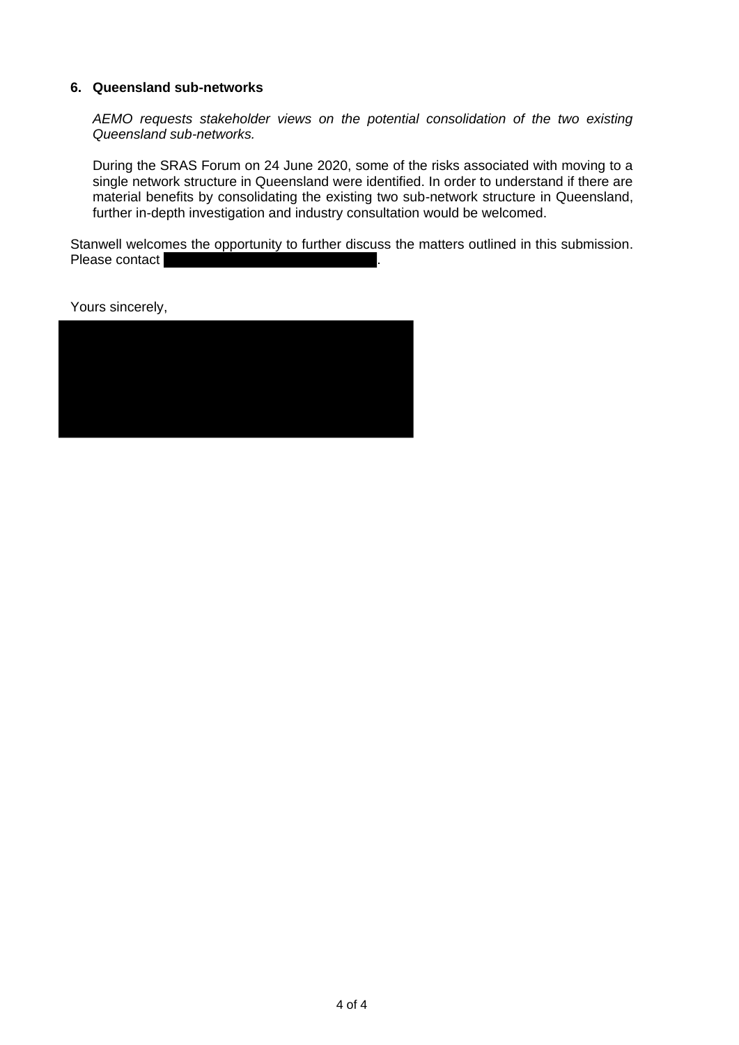### 6. Queensland sub-networks

*AEMO requests stakeholder views on the potential consolidation of the two existing Queensland sub-networks.*

During the SRAS Forum on 24 June 2020, some of the risks associated with moving to a single network structure in Queensland were identified. In order to understand if there are material benefits by consolidating the existing two sub-network structure in Queensland, further in-depth investigation and industry consultation would be welcomed.

Stanwell welcomes the opportunity to further discuss the matters outlined in this submission. Please contact .

Yours sincerely,